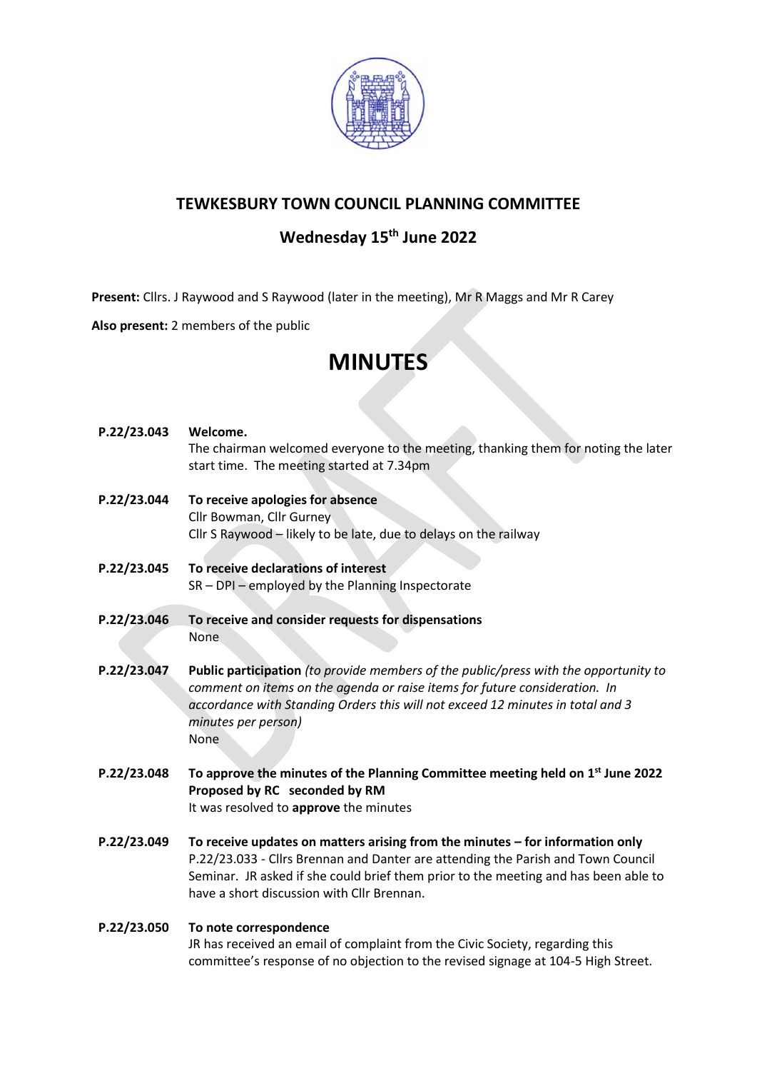# TEWKESBURY TOWN COUNCIL PLANNING COMMITTEE

## Wednesday 15th June 2022

**Present:** Cllrs. J Raywood and S Raywood (later in the meeting), Mr R Maggs and Mr R Carey

**Also present:** 2 members of the public

# MINUTES

**P.22/23.043 Welcome.**
The chairman welcomed everyone to the meeting, thanking them for noting the later start time. The meeting started at 7.34pm

**P.22/23.044 To receive apologies for absence**
Cllr Bowman, Cllr Gurney
Cllr S Raywood – likely to be late, due to delays on the railway

**P.22/23.045 To receive declarations of interest**
SR – DPI – employed by the Planning Inspectorate

**P.22/23.046 To receive and consider requests for dispensations**
None

**P.22/23.047 Public participation** *(to provide members of the public/press with the opportunity to comment on items on the agenda or raise items for future consideration. In accordance with Standing Orders this will not exceed 12 minutes in total and 3 minutes per person)*
None

**P.22/23.048 To approve the minutes of the Planning Committee meeting held on 1st June 2022**
**Proposed by RC seconded by RM**
It was resolved to **approve** the minutes

**P.22/23.049 To receive updates on matters arising from the minutes – for information only**
P.22/23.033 - Cllrs Brennan and Danter are attending the Parish and Town Council Seminar. JR asked if she could brief them prior to the meeting and has been able to have a short discussion with Cllr Brennan.

**P.22/23.050 To note correspondence**
JR has received an email of complaint from the Civic Society, regarding this committee's response of no objection to the revised signage at 104-5 High Street.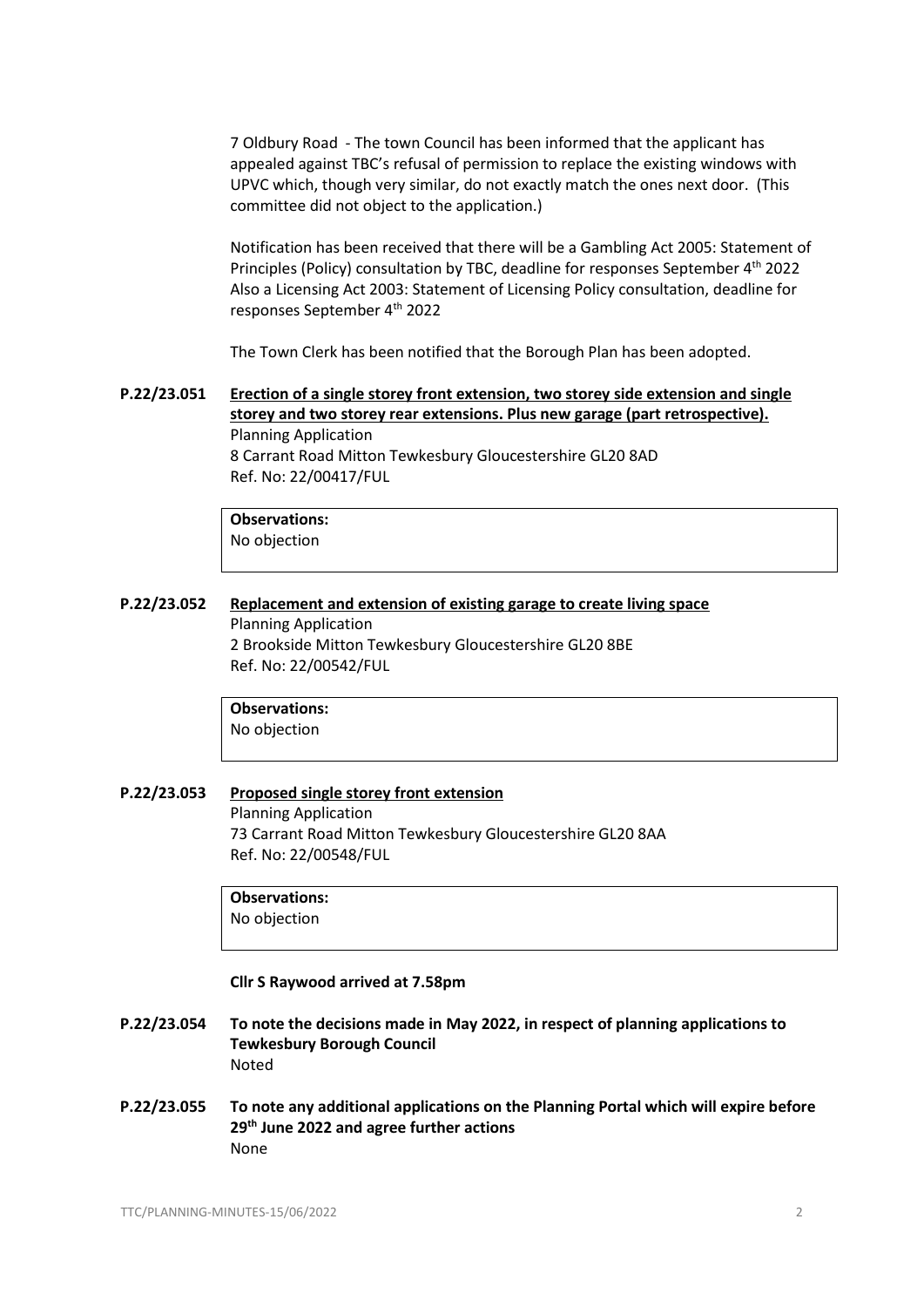7 Oldbury Road - The town Council has been informed that the applicant has appealed against TBC's refusal of permission to replace the existing windows with UPVC which, though very similar, do not exactly match the ones next door. (This committee did not object to the application.)

Notification has been received that there will be a Gambling Act 2005: Statement of Principles (Policy) consultation by TBC, deadline for responses September 4th 2022 Also a Licensing Act 2003: Statement of Licensing Policy consultation, deadline for responses September 4th 2022

The Town Clerk has been notified that the Borough Plan has been adopted.

**P.22/23.051** **<u>Erection of a single storey front extension, two storey side extension and single storey and two storey rear extensions. Plus new garage (part retrospective).</u>**
Planning Application
8 Carrant Road Mitton Tewkesbury Gloucestershire GL20 8AD
Ref. No: 22/00417/FUL

| **Observations:** |
|---|
| No objection |

**P.22/23.052** **<u>Replacement and extension of existing garage to create living space</u>**
Planning Application
2 Brookside Mitton Tewkesbury Gloucestershire GL20 8BE
Ref. No: 22/00542/FUL

| **Observations:** |
|---|
| No objection |

**P.22/23.053** **<u>Proposed single storey front extension</u>**
Planning Application
73 Carrant Road Mitton Tewkesbury Gloucestershire GL20 8AA
Ref. No: 22/00548/FUL

| **Observations:** |
|---|
| No objection |

**Cllr S Raywood arrived at 7.58pm**

**P.22/23.054** **To note the decisions made in May 2022, in respect of planning applications to Tewkesbury Borough Council**
Noted

**P.22/23.055** **To note any additional applications on the Planning Portal which will expire before 29th June 2022 and agree further actions**
None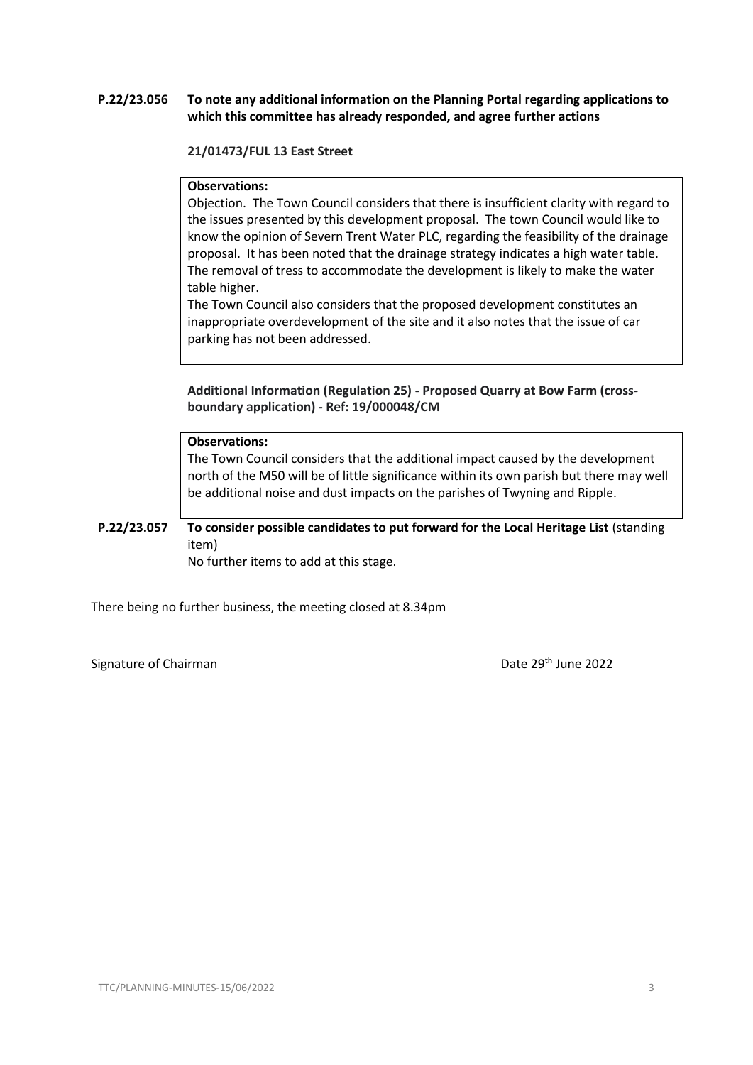**P.22/23.056 To note any additional information on the Planning Portal regarding applications to which this committee has already responded, and agree further actions**

**21/01473/FUL 13 East Street**

**Observations:**
Objection. The Town Council considers that there is insufficient clarity with regard to the issues presented by this development proposal. The town Council would like to know the opinion of Severn Trent Water PLC, regarding the feasibility of the drainage proposal. It has been noted that the drainage strategy indicates a high water table. The removal of tress to accommodate the development is likely to make the water table higher.
The Town Council also considers that the proposed development constitutes an inappropriate overdevelopment of the site and it also notes that the issue of car parking has not been addressed.

**Additional Information (Regulation 25) - Proposed Quarry at Bow Farm (cross-boundary application) - Ref: 19/000048/CM**

**Observations:**
The Town Council considers that the additional impact caused by the development north of the M50 will be of little significance within its own parish but there may well be additional noise and dust impacts on the parishes of Twyning and Ripple.

**P.22/23.057 To consider possible candidates to put forward for the Local Heritage List** (standing item)
No further items to add at this stage.

There being no further business, the meeting closed at 8.34pm

Signature of Chairman

Date 29th June 2022